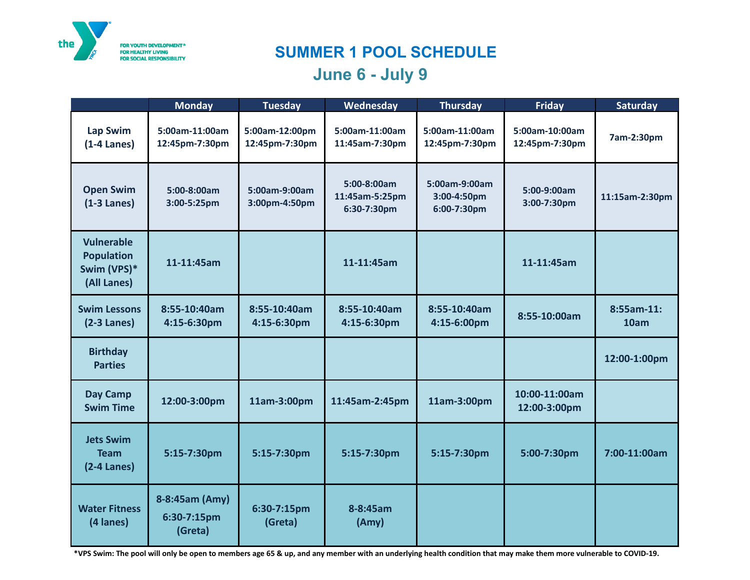# SUMMER 1 POOL SCHEDULE

## June 6 - July 9

| | Monday | Tuesday | Wednesday | Thursday | Friday | Saturday |
|---|---|---|---|---|---|---|
| **Lap Swim (1-4 Lanes)** | 5:00am-11:00am 12:45pm-7:30pm | 5:00am-12:00pm 12:45pm-7:30pm | 5:00am-11:00am 11:45am-7:30pm | 5:00am-11:00am 12:45pm-7:30pm | 5:00am-10:00am 12:45pm-7:30pm | 7am-2:30pm |
| **Open Swim (1-3 Lanes)** | 5:00-8:00am 3:00-5:25pm | 5:00am-9:00am 3:00pm-4:50pm | 5:00-8:00am 11:45am-5:25pm 6:30-7:30pm | 5:00am-9:00am 3:00-4:50pm 6:00-7:30pm | 5:00-9:00am 3:00-7:30pm | 11:15am-2:30pm |
| **Vulnerable Population Swim (VPS)* (All Lanes)** | 11-11:45am | | 11-11:45am | | 11-11:45am | |
| **Swim Lessons (2-3 Lanes)** | 8:55-10:40am 4:15-6:30pm | 8:55-10:40am 4:15-6:30pm | 8:55-10:40am 4:15-6:30pm | 8:55-10:40am 4:15-6:00pm | 8:55-10:00am | 8:55am-11:10am |
| **Birthday Parties** | | | | | | 12:00-1:00pm |
| **Day Camp Swim Time** | 12:00-3:00pm | 11am-3:00pm | 11:45am-2:45pm | 11am-3:00pm | 10:00-11:00am 12:00-3:00pm | |
| **Jets Swim Team (2-4 Lanes)** | 5:15-7:30pm | 5:15-7:30pm | 5:15-7:30pm | 5:15-7:30pm | 5:00-7:30pm | 7:00-11:00am |
| **Water Fitness (4 lanes)** | 8-8:45am (Amy) 6:30-7:15pm (Greta) | 6:30-7:15pm (Greta) | 8-8:45am (Amy) | | | |

***VPS Swim: The pool will only be open to members age 65 & up, and any member with an underlying health condition that may make them more vulnerable to COVID-19.**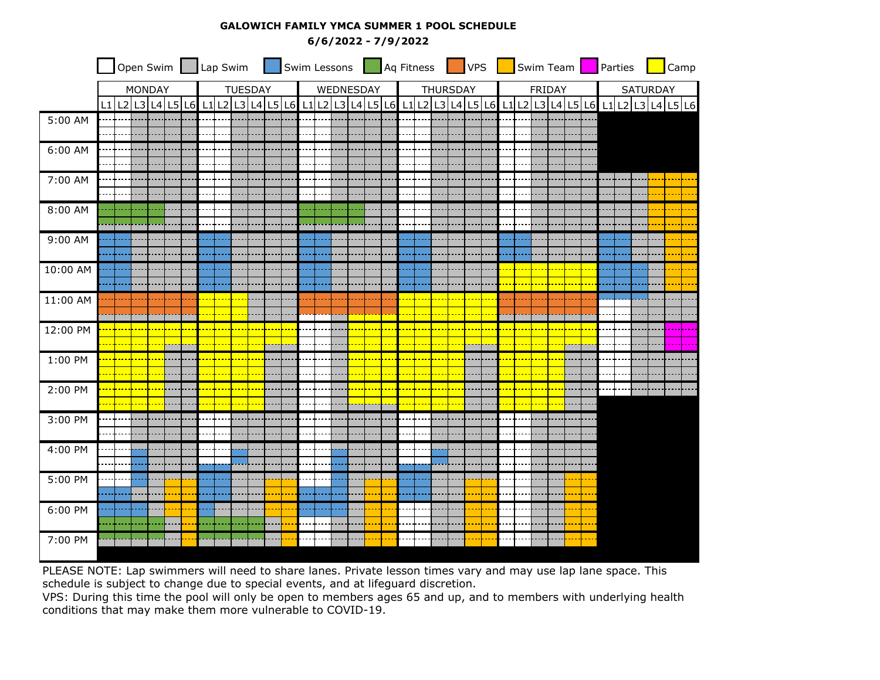**GALOWICH FAMILY YMCA SUMMER 1 POOL SCHEDULE**

**6/6/2022 - 7/9/2022**

Open Swim | Lap Swim | Swim Lessons | Aq Fitness | VPS | Swim Team | Parties | Camp

| | MONDAY | | | | | | TUESDAY | | | | | | WEDNESDAY | | | | | | THURSDAY | | | | | | FRIDAY | | | | | | SATURDAY | | | | | |
|---|---|---|---|---|---|---|---|---|---|---|---|---|---|---|---|---|---|---|---|---|---|---|---|---|---|---|---|---|---|---|---|---|---|---|---|---|
| | L1 | L2 | L3 | L4 | L5 | L6 | L1 | L2 | L3 | L4 | L5 | L6 | L1 | L2 | L3 | L4 | L5 | L6 | L1 | L2 | L3 | L4 | L5 | L6 | L1 | L2 | L3 | L4 | L5 | L6 | L1 | L2 | L3 | L4 | L5 | L6 |
| 5:00 AM | | | | | | | | | | | | | | | | | | | | | | | | | | | | | | | | | | | | |
| 6:00 AM | | | | | | | | | | | | | | | | | | | | | | | | | | | | | | | | | | | | |
| 7:00 AM | | | | | | | | | | | | | | | | | | | | | | | | | | | | | | | | | | | | |
| 8:00 AM | | | | | | | | | | | | | | | | | | | | | | | | | | | | | | | | | | | | |
| 9:00 AM | | | | | | | | | | | | | | | | | | | | | | | | | | | | | | | | | | | | |
| 10:00 AM | | | | | | | | | | | | | | | | | | | | | | | | | | | | | | | | | | | | |
| 11:00 AM | | | | | | | | | | | | | | | | | | | | | | | | | | | | | | | | | | | | |
| 12:00 PM | | | | | | | | | | | | | | | | | | | | | | | | | | | | | | | | | | | | |
| 1:00 PM | | | | | | | | | | | | | | | | | | | | | | | | | | | | | | | | | | | | |
| 2:00 PM | | | | | | | | | | | | | | | | | | | | | | | | | | | | | | | | | | | | |
| 3:00 PM | | | | | | | | | | | | | | | | | | | | | | | | | | | | | | | | | | | | |
| 4:00 PM | | | | | | | | | | | | | | | | | | | | | | | | | | | | | | | | | | | | |
| 5:00 PM | | | | | | | | | | | | | | | | | | | | | | | | | | | | | | | | | | | | |
| 6:00 PM | | | | | | | | | | | | | | | | | | | | | | | | | | | | | | | | | | | | |
| 7:00 PM | | | | | | | | | | | | | | | | | | | | | | | | | | | | | | | | | | | | |

PLEASE NOTE: Lap swimmers will need to share lanes. Private lesson times vary and may use lap lane space. This schedule is subject to change due to special events, and at lifeguard discretion.

VPS: During this time the pool will only be open to members ages 65 and up, and to members with underlying health conditions that may make them more vulnerable to COVID-19.